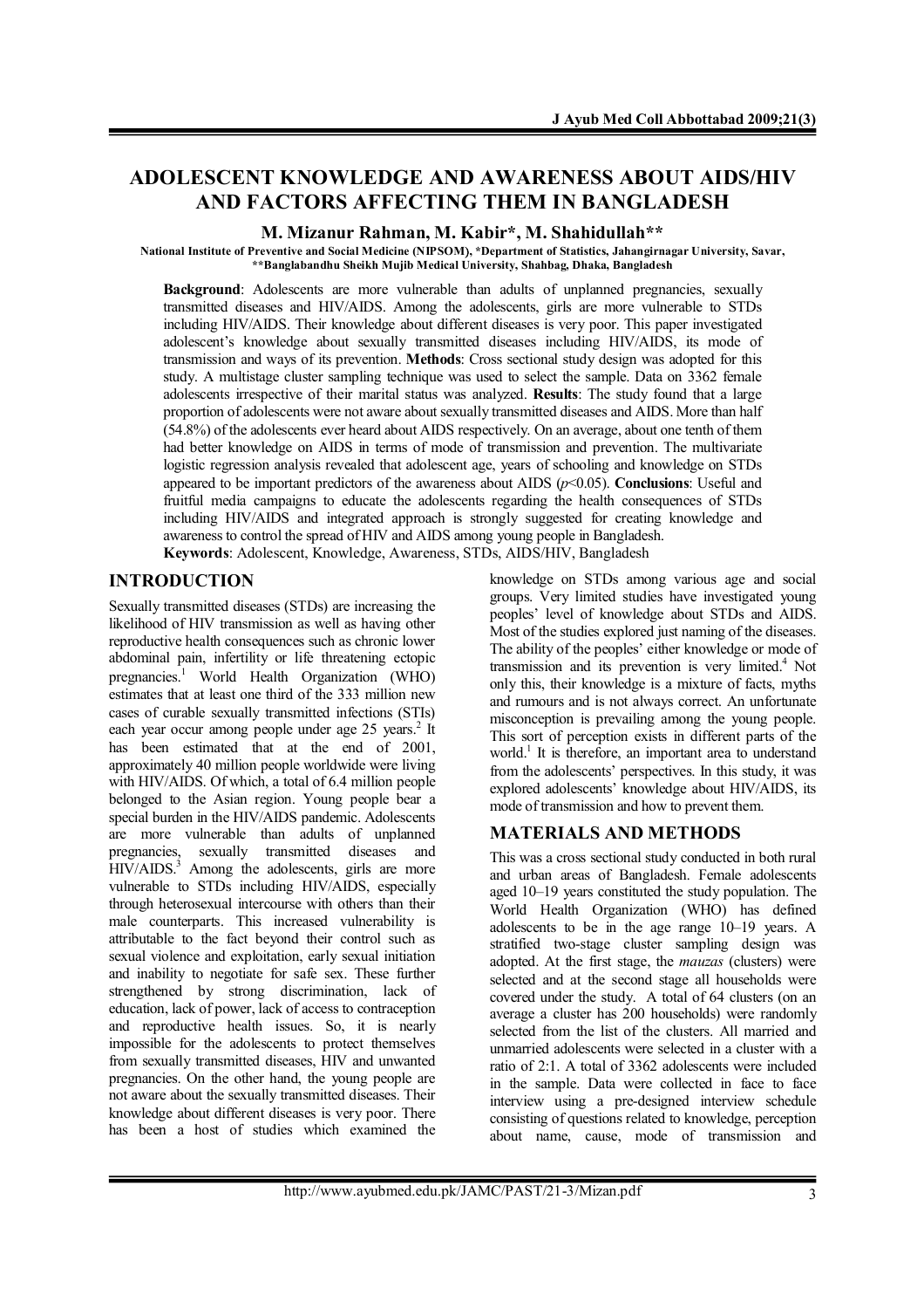# ADOLESCENT KNOWLEDGE AND AWARENESS ABOUT AIDS/HIV AND FACTORS AFFECTING THEM IN BANGLADESH

**M. Mizanur Rahman, M. Kabir*, M. Shahidullah****

National Institute of Preventive and Social Medicine (NIPSOM), *Department of Statistics, Jahangirnagar University, Savar, **Banglabandhu Sheikh Mujib Medical University, Shahbag, Dhaka, Bangladesh

**Background**: Adolescents are more vulnerable than adults of unplanned pregnancies, sexually transmitted diseases and HIV/AIDS. Among the adolescents, girls are more vulnerable to STDs including HIV/AIDS. Their knowledge about different diseases is very poor. This paper investigated adolescent's knowledge about sexually transmitted diseases including HIV/AIDS, its mode of transmission and ways of its prevention. **Methods**: Cross sectional study design was adopted for this study. A multistage cluster sampling technique was used to select the sample. Data on 3362 female adolescents irrespective of their marital status was analyzed. **Results**: The study found that a large proportion of adolescents were not aware about sexually transmitted diseases and AIDS. More than half (54.8%) of the adolescents ever heard about AIDS respectively. On an average, about one tenth of them had better knowledge on AIDS in terms of mode of transmission and prevention. The multivariate logistic regression analysis revealed that adolescent age, years of schooling and knowledge on STDs appeared to be important predictors of the awareness about AIDS ($p<0.05$). **Conclusions**: Useful and fruitful media campaigns to educate the adolescents regarding the health consequences of STDs including HIV/AIDS and integrated approach is strongly suggested for creating knowledge and awareness to control the spread of HIV and AIDS among young people in Bangladesh.

**Keywords**: Adolescent, Knowledge, Awareness, STDs, AIDS/HIV, Bangladesh

## INTRODUCTION

Sexually transmitted diseases (STDs) are increasing the likelihood of HIV transmission as well as having other reproductive health consequences such as chronic lower abdominal pain, infertility or life threatening ectopic pregnancies.[1] World Health Organization (WHO) estimates that at least one third of the 333 million new cases of curable sexually transmitted infections (STIs) each year occur among people under age 25 years.[2] It has been estimated that at the end of 2001, approximately 40 million people worldwide were living with HIV/AIDS. Of which, a total of 6.4 million people belonged to the Asian region. Young people bear a special burden in the HIV/AIDS pandemic. Adolescents are more vulnerable than adults of unplanned pregnancies, sexually transmitted diseases and HIV/AIDS.[3] Among the adolescents, girls are more vulnerable to STDs including HIV/AIDS, especially through heterosexual intercourse with others than their male counterparts. This increased vulnerability is attributable to the fact beyond their control such as sexual violence and exploitation, early sexual initiation and inability to negotiate for safe sex. These further strengthened by strong discrimination, lack of education, lack of power, lack of access to contraception and reproductive health issues. So, it is nearly impossible for the adolescents to protect themselves from sexually transmitted diseases, HIV and unwanted pregnancies. On the other hand, the young people are not aware about the sexually transmitted diseases. Their knowledge about different diseases is very poor. There has been a host of studies which examined the knowledge on STDs among various age and social groups. Very limited studies have investigated young peoples' level of knowledge about STDs and AIDS. Most of the studies explored just naming of the diseases. The ability of the peoples' either knowledge or mode of transmission and its prevention is very limited.[4] Not only this, their knowledge is a mixture of facts, myths and rumours and is not always correct. An unfortunate misconception is prevailing among the young people. This sort of perception exists in different parts of the world.[1] It is therefore, an important area to understand from the adolescents' perspectives. In this study, it was explored adolescents' knowledge about HIV/AIDS, its mode of transmission and how to prevent them.

## MATERIALS AND METHODS

This was a cross sectional study conducted in both rural and urban areas of Bangladesh. Female adolescents aged 10–19 years constituted the study population. The World Health Organization (WHO) has defined adolescents to be in the age range 10–19 years. A stratified two-stage cluster sampling design was adopted. At the first stage, the *mauzas* (clusters) were selected and at the second stage all households were covered under the study. A total of 64 clusters (on an average a cluster has 200 households) were randomly selected from the list of the clusters. All married and unmarried adolescents were selected in a cluster with a ratio of 2:1. A total of 3362 adolescents were included in the sample. Data were collected in face to face interview using a pre-designed interview schedule consisting of questions related to knowledge, perception about name, cause, mode of transmission and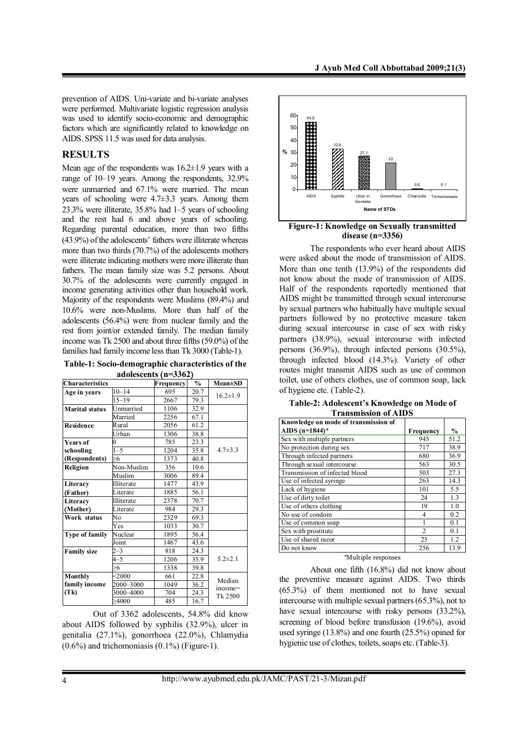prevention of AIDS. Uni-variate and bi-variate analyses were performed. Multivariate logistic regression analysis was used to identify socio-economic and demographic factors which are significantly related to knowledge on AIDS. SPSS 11.5 was used for data analysis.

## RESULTS

Mean age of the respondents was 16.2±1.9 years with a range of 10–19 years. Among the respondents, 32.9% were unmarried and 67.1% were married. The mean years of schooling were 4.7±3.3 years. Among them 23.3% were illiterate, 35.8% had 1–5 years of schooling and the rest had 6 and above years of schooling. Regarding parental education, more than two fifths (43.9%) of the adolescents' fathers were illiterate whereas more than two thirds (70.7%) of the adolescents mothers were illiterate indicating mothers were more illiterate than fathers. The mean family size was 5.2 persons. About 30.7% of the adolescents were currently engaged in income generating activities other than household work. Majority of the respondents were Muslims (89.4%) and 10.6% were non-Muslims. More than half of the adolescents (56.4%) were from nuclear family and the rest from joint/or extended family. The median family income was Tk 2500 and about three fifths (59.0%) of the families had family income less than Tk 3000 (Table-1).

**Table-1: Socio-demographic characteristics of the adolescents (n=3362)**

| Characteristics | | Frequency | % | Mean±SD |
|---|---|---|---|---|
| Age in years | 10–14 | 695 | 20.7 | 16.2±1.9 |
| | 15–19 | 2667 | 79.3 | |
| Marital status | Unmarried | 1106 | 32.9 | |
| | Married | 2256 | 67.1 | |
| Residence | Rural | 2056 | 61.2 | |
| | Urban | 1306 | 38.8 | |
| Years of schooling (Respondents) | 0 | 785 | 23.3 | 4.7±3.3 |
| | 1–5 | 1204 | 35.8 | |
| | ≥6 | 1373 | 40.8 | |
| Religion | Non-Muslim | 356 | 10.6 | |
| | Muslim | 3006 | 89.4 | |
| Literacy (Father) | Illiterate | 1477 | 43.9 | |
| | Literate | 1885 | 56.1 | |
| Literacy (Mother) | Illiterate | 2378 | 70.7 | |
| | Literate | 984 | 29.3 | |
| Work status | No | 2329 | 69.3 | |
| | Yes | 1033 | 30.7 | |
| Type of family | Nuclear | 1895 | 56.4 | |
| | Joint | 1467 | 43.6 | |
| Family size | 2–3 | 818 | 24.3 | 5.2±2.1 |
| | 4–5 | 1206 | 35.9 | |
| | ≥6 | 1338 | 39.8 | |
| Monthly family income (Tk) | <2000 | 661 | 22.8 | Median income= Tk 2500 |
| | 2000–3000 | 1049 | 36.2 | |
| | 3000–4000 | 704 | 24.3 | |
| | ≥4000 | 485 | 16.7 | |

Out of 3362 adolescents, 54.8% did know about AIDS followed by syphilis (32.9%), ulcer in genitalia (27.1%), gonorrhoea (22.0%), Chlamydia (0.6%) and trichomoniasis (0.1%) (Figure-1).

**Figure-1: Knowledge on Sexually transmitted disease (n=3356)**

The respondents who ever heard about AIDS were asked about the mode of transmission of AIDS. More than one tenth (13.9%) of the respondents did not know about the mode of transmission of AIDS. Half of the respondents reportedly mentioned that AIDS might be transmitted through sexual intercourse by sexual partners who habitually have multiple sexual partners followed by no protective measure taken during sexual intercourse in case of sex with risky partners (38.9%), sexual intercourse with infected persons (36.9%), through infected persons (30.5%), through infected blood (14.3%). Variety of other routes might transmit AIDS such as use of common toilet, use of others clothes, use of common soap, lack of hygiene etc. (Table-2).

**Table-2: Adolescent's Knowledge on Mode of Transmission of AIDS**

| Knowledge on mode of transmission of AIDS (n=1844)* | Frequency | % |
|---|---|---|
| Sex with multiple partners | 945 | 51.2 |
| No protection during sex | 717 | 38.9 |
| Through infected partners | 680 | 36.9 |
| Through sexual intercourse | 563 | 30.5 |
| Transmission of infected blood | 503 | 27.3 |
| Use of infected syringe | 263 | 14.3 |
| Lack of hygiene | 101 | 5.5 |
| Use of dirty toilet | 24 | 1.3 |
| Use of others clothing | 19 | 1.0 |
| No use of condom | 4 | 0.2 |
| Use of common soap | 1 | 0.1 |
| Sex with prostitute | 2 | 0.1 |
| Use of shared razor | 23 | 1.2 |
| Do not know | 256 | 13.9 |

*Multiple responses

About one fifth (16.8%) did not know about the preventive measure against AIDS. Two thirds (65.3%) of them mentioned not to have sexual intercourse with multiple sexual partners (65.3%), not to have sexual intercourse with risky persons (33.2%), screening of blood before transfusion (19.6%), avoid used syringe (13.8%) and one fourth (25.5%) opined for hygienic use of clothes, toilets, soaps etc. (Table-3).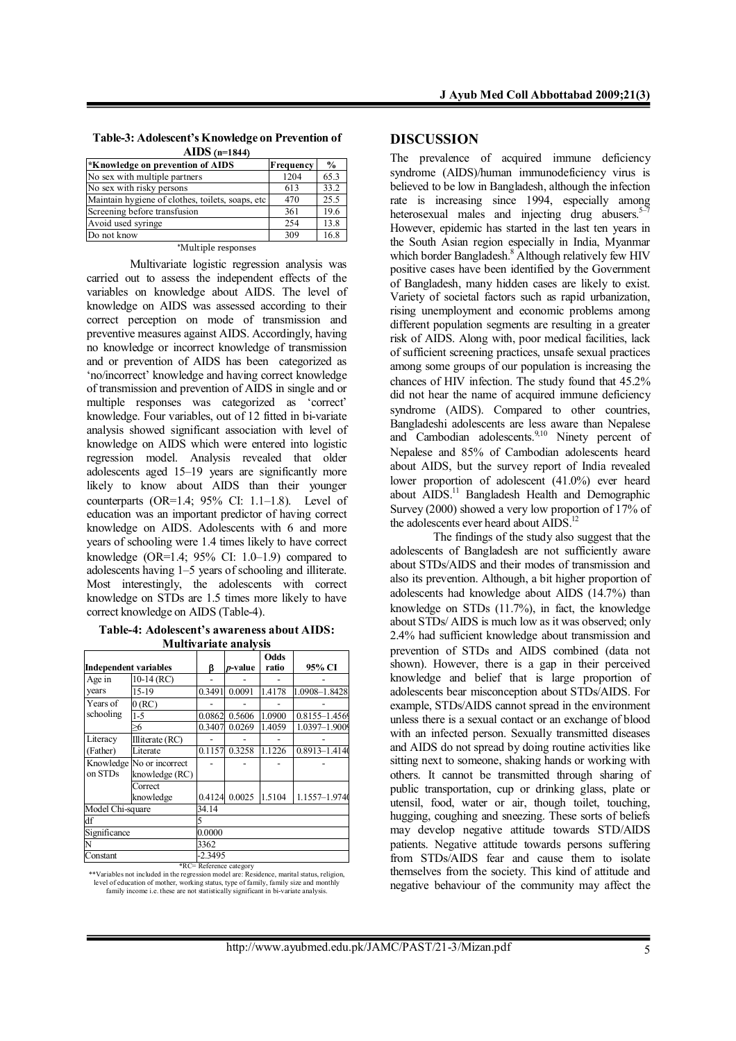**Table-3: Adolescent's Knowledge on Prevention of AIDS (n=1844)**

| *Knowledge on prevention of AIDS | Frequency | % |
|---|---|---|
| No sex with multiple partners | 1204 | 65.3 |
| No sex with risky persons | 613 | 33.2 |
| Maintain hygiene of clothes, toilets, soaps, etc | 470 | 25.5 |
| Screening before transfusion | 361 | 19.6 |
| Avoid used syringe | 254 | 13.8 |
| Do not know | 309 | 16.8 |

*Multiple responses

Multivariate logistic regression analysis was carried out to assess the independent effects of the variables on knowledge about AIDS. The level of knowledge on AIDS was assessed according to their correct perception on mode of transmission and preventive measures against AIDS. Accordingly, having no knowledge or incorrect knowledge of transmission and or prevention of AIDS has been categorized as 'no/incorrect' knowledge and having correct knowledge of transmission and prevention of AIDS in single and or multiple responses was categorized as 'correct' knowledge. Four variables, out of 12 fitted in bi-variate analysis showed significant association with level of knowledge on AIDS which were entered into logistic regression model. Analysis revealed that older adolescents aged 15–19 years are significantly more likely to know about AIDS than their younger counterparts (OR=1.4; 95% CI: 1.1–1.8). Level of education was an important predictor of having correct knowledge on AIDS. Adolescents with 6 and more years of schooling were 1.4 times likely to have correct knowledge (OR=1.4; 95% CI: 1.0–1.9) compared to adolescents having 1–5 years of schooling and illiterate. Most interestingly, the adolescents with correct knowledge on STDs are 1.5 times more likely to have correct knowledge on AIDS (Table-4).

**Table-4: Adolescent's awareness about AIDS: Multivariate analysis**

| Independent variables | | β | *p*-value | Odds ratio | 95% CI |
|---|---|---|---|---|---|
| Age in years | 10-14 (RC) | - | - | - | - |
| | 15-19 | 0.3491 | 0.0091 | 1.4178 | 1.0908–1.8428 |
| Years of schooling | 0 (RC) | - | - | - | - |
| | 1-5 | 0.0862 | 0.5606 | 1.0900 | 0.8155–1.4569 |
| | ≥6 | 0.3407 | 0.0269 | 1.4059 | 1.0397–1.9009 |
| Literacy (Father) | Illiterate (RC) | - | - | - | - |
| | Literate | 0.1157 | 0.3258 | 1.1226 | 0.8913–1.4140 |
| Knowledge on STDs | No or incorrect knowledge (RC) | - | - | - | - |
| | Correct knowledge | 0.4124 | 0.0025 | 1.5104 | 1.1557–1.9740 |
| Model Chi-square | | 34.14 | | | |
| df | | 5 | | | |
| Significance | | 0.0000 | | | |
| N | | 3362 | | | |
| Constant | | -2.3495 | | | |

*RC= Reference category

**Variables not included in the regression model are: Residence, marital status, religion, level of education of mother, working status, type of family, family size and monthly family income i.e. these are not statistically significant in bi-variate analysis.

## DISCUSSION

The prevalence of acquired immune deficiency syndrome (AIDS)/human immunodeficiency virus is believed to be low in Bangladesh, although the infection rate is increasing since 1994, especially among heterosexual males and injecting drug abusers.[5–7] However, epidemic has started in the last ten years in the South Asian region especially in India, Myanmar which border Bangladesh.[8] Although relatively few HIV positive cases have been identified by the Government of Bangladesh, many hidden cases are likely to exist. Variety of societal factors such as rapid urbanization, rising unemployment and economic problems among different population segments are resulting in a greater risk of AIDS. Along with, poor medical facilities, lack of sufficient screening practices, unsafe sexual practices among some groups of our population is increasing the chances of HIV infection. The study found that 45.2% did not hear the name of acquired immune deficiency syndrome (AIDS). Compared to other countries, Bangladeshi adolescents are less aware than Nepalese and Cambodian adolescents.[9,10] Ninety percent of Nepalese and 85% of Cambodian adolescents heard about AIDS, but the survey report of India revealed lower proportion of adolescent (41.0%) ever heard about AIDS.[11] Bangladesh Health and Demographic Survey (2000) showed a very low proportion of 17% of the adolescents ever heard about AIDS.[12]

The findings of the study also suggest that the adolescents of Bangladesh are not sufficiently aware about STDs/AIDS and their modes of transmission and also its prevention. Although, a bit higher proportion of adolescents had knowledge about AIDS (14.7%) than knowledge on STDs (11.7%), in fact, the knowledge about STDs/ AIDS is much low as it was observed; only 2.4% had sufficient knowledge about transmission and prevention of STDs and AIDS combined (data not shown). However, there is a gap in their perceived knowledge and belief that is large proportion of adolescents bear misconception about STDs/AIDS. For example, STDs/AIDS cannot spread in the environment unless there is a sexual contact or an exchange of blood with an infected person. Sexually transmitted diseases and AIDS do not spread by doing routine activities like sitting next to someone, shaking hands or working with others. It cannot be transmitted through sharing of public transportation, cup or drinking glass, plate or utensil, food, water or air, though toilet, touching, hugging, coughing and sneezing. These sorts of beliefs may develop negative attitude towards STD/AIDS patients. Negative attitude towards persons suffering from STDs/AIDS fear and cause them to isolate themselves from the society. This kind of attitude and negative behaviour of the community may affect the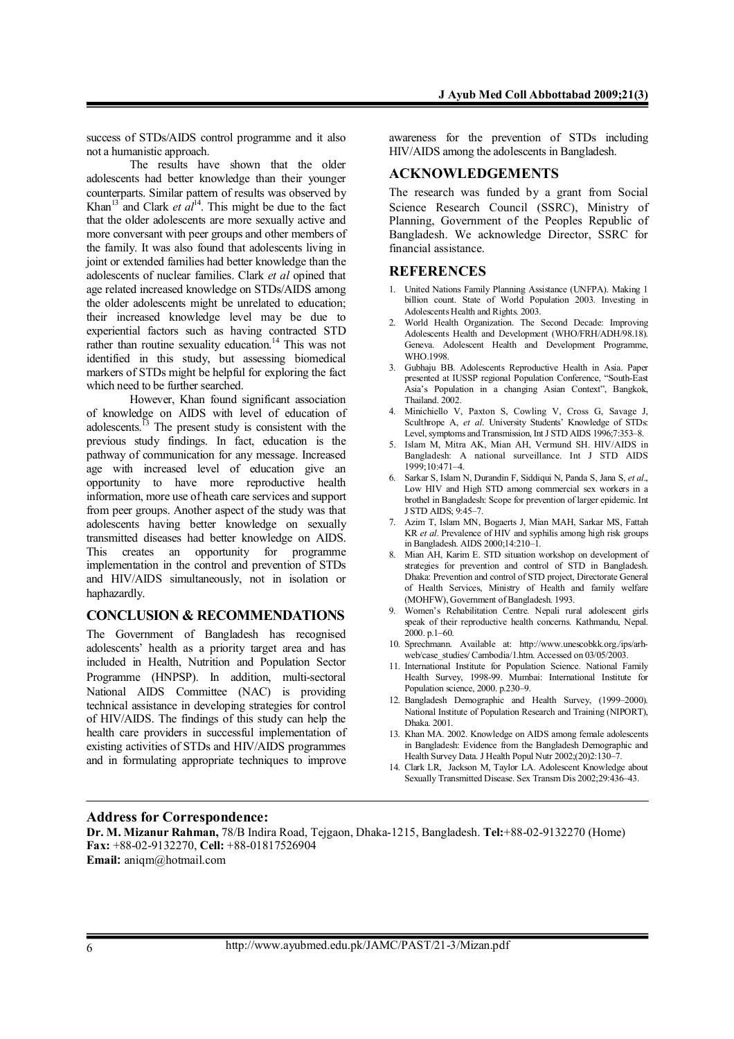success of STDs/AIDS control programme and it also not a humanistic approach.

The results have shown that the older adolescents had better knowledge than their younger counterparts. Similar pattern of results was observed by Khan[13] and Clark *et al*[14]. This might be due to the fact that the older adolescents are more sexually active and more conversant with peer groups and other members of the family. It was also found that adolescents living in joint or extended families had better knowledge than the adolescents of nuclear families. Clark *et al* opined that age related increased knowledge on STDs/AIDS among the older adolescents might be unrelated to education; their increased knowledge level may be due to experiential factors such as having contracted STD rather than routine sexuality education.[14] This was not identified in this study, but assessing biomedical markers of STDs might be helpful for exploring the fact which need to be further searched.

However, Khan found significant association of knowledge on AIDS with level of education of adolescents.[13] The present study is consistent with the previous study findings. In fact, education is the pathway of communication for any message. Increased age with increased level of education give an opportunity to have more reproductive health information, more use of heath care services and support from peer groups. Another aspect of the study was that adolescents having better knowledge on sexually transmitted diseases had better knowledge on AIDS. This creates an opportunity for programme implementation in the control and prevention of STDs and HIV/AIDS simultaneously, not in isolation or haphazardly.

## CONCLUSION & RECOMMENDATIONS

The Government of Bangladesh has recognised adolescents' health as a priority target area and has included in Health, Nutrition and Population Sector Programme (HNPSP). In addition, multi-sectoral National AIDS Committee (NAC) is providing technical assistance in developing strategies for control of HIV/AIDS. The findings of this study can help the health care providers in successful implementation of existing activities of STDs and HIV/AIDS programmes and in formulating appropriate techniques to improve awareness for the prevention of STDs including HIV/AIDS among the adolescents in Bangladesh.

## ACKNOWLEDGEMENTS

The research was funded by a grant from Social Science Research Council (SSRC), Ministry of Planning, Government of the Peoples Republic of Bangladesh. We acknowledge Director, SSRC for financial assistance.

## REFERENCES

1. United Nations Family Planning Assistance (UNFPA). Making 1 billion count. State of World Population 2003. Investing in Adolescents Health and Rights. 2003.
2. World Health Organization. The Second Decade: Improving Adolescents Health and Development (WHO/FRH/ADH/98.18). Geneva. Adolescent Health and Development Programme, WHO.1998.
3. Gubhaju BB. Adolescents Reproductive Health in Asia. Paper presented at IUSSP regional Population Conference, "South-East Asia's Population in a changing Asian Context", Bangkok, Thailand. 2002.
4. Minichiello V, Paxton S, Cowling V, Cross G, Savage J, Sculthrope A, *et al*. University Students' Knowledge of STDs: Level, symptoms and Transmission, Int J STD AIDS 1996;7:353–8.
5. Islam M, Mitra AK, Mian AH, Vermund SH. HIV/AIDS in Bangladesh: A national surveillance. Int J STD AIDS 1999;10:471–4.
6. Sarkar S, Islam N, Durandin F, Siddiqui N, Panda S, Jana S, *et al*., Low HIV and High STD among commercial sex workers in a brothel in Bangladesh: Scope for prevention of larger epidemic. Int J STD AIDS; 9:45–7.
7. Azim T, Islam MN, Bogaerts J, Mian MAH, Sarkar MS, Fattah KR *et al*. Prevalence of HIV and syphilis among high risk groups in Bangladesh. AIDS 2000;14:210–1.
8. Mian AH, Karim E. STD situation workshop on development of strategies for prevention and control of STD in Bangladesh. Dhaka: Prevention and control of STD project, Directorate General of Health Services, Ministry of Health and family welfare (MOHFW), Government of Bangladesh. 1993.
9. Women's Rehabilitation Centre. Nepali rural adolescent girls speak of their reproductive health concerns. Kathmandu, Nepal. 2000. p.1–60.
10. Sprechmann. Available at: http://www.unescobkk.org./ips/arh-web/case_studies/ Cambodia/1.htm. Accessed on 03/05/2003.
11. International Institute for Population Science. National Family Health Survey, 1998-99. Mumbai: International Institute for Population science, 2000. p.230–9.
12. Bangladesh Demographic and Health Survey, (1999–2000). National Institute of Population Research and Training (NIPORT), Dhaka. 2001.
13. Khan MA. 2002. Knowledge on AIDS among female adolescents in Bangladesh: Evidence from the Bangladesh Demographic and Health Survey Data. J Health Popul Nutr 2002;(20)2:130–7.
14. Clark LR, Jackson M, Taylor LA. Adolescent Knowledge about Sexually Transmitted Disease. Sex Transm Dis 2002;29:436–43.

---

### Address for Correspondence:

**Dr. M. Mizanur Rahman,** 78/B Indira Road, Tejgaon, Dhaka-1215, Bangladesh. **Tel:**+88-02-9132270 (Home)
**Fax:** +88-02-9132270, **Cell:** +88-01817526904
**Email:** aniqm@hotmail.com